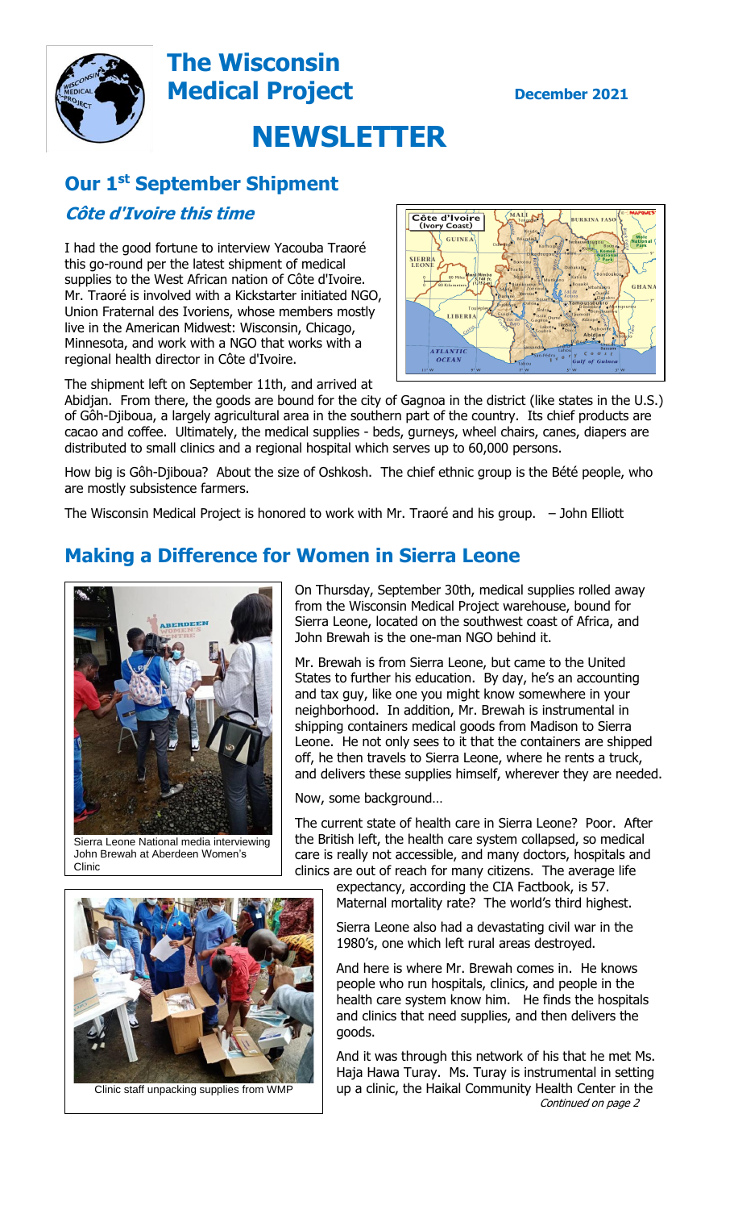# The Wisconsin Medical Project

December 2021

# NEWSLETTER

## Our 1st September Shipment

### *Côte d'Ivoire this time*

I had the good fortune to interview Yacouba Traoré this go-round per the latest shipment of medical supplies to the West African nation of Côte d'Ivoire. Mr. Traoré is involved with a Kickstarter initiated NGO, Union Fraternal des Ivoriens, whose members mostly live in the American Midwest: Wisconsin, Chicago, Minnesota, and work with a NGO that works with a regional health director in Côte d'Ivoire.

The shipment left on September 11th, and arrived at Abidjan. From there, the goods are bound for the city of Gagnoa in the district (like states in the U.S.) of Gôh-Djiboua, a largely agricultural area in the southern part of the country. Its chief products are cacao and coffee. Ultimately, the medical supplies - beds, gurneys, wheel chairs, canes, diapers are distributed to small clinics and a regional hospital which serves up to 60,000 persons.

How big is Gôh-Djiboua? About the size of Oshkosh. The chief ethnic group is the Bété people, who are mostly subsistence farmers.

The Wisconsin Medical Project is honored to work with Mr. Traoré and his group. – John Elliott

## Making a Difference for Women in Sierra Leone

On Thursday, September 30th, medical supplies rolled away from the Wisconsin Medical Project warehouse, bound for Sierra Leone, located on the southwest coast of Africa, and John Brewah is the one-man NGO behind it.

Mr. Brewah is from Sierra Leone, but came to the United States to further his education. By day, he's an accounting and tax guy, like one you might know somewhere in your neighborhood. In addition, Mr. Brewah is instrumental in shipping containers medical goods from Madison to Sierra Leone. He not only sees to it that the containers are shipped off, he then travels to Sierra Leone, where he rents a truck, and delivers these supplies himself, wherever they are needed.

Now, some background…

The current state of health care in Sierra Leone? Poor. After the British left, the health care system collapsed, so medical care is really not accessible, and many doctors, hospitals and clinics are out of reach for many citizens. The average life expectancy, according the CIA Factbook, is 57. Maternal mortality rate? The world's third highest.

Sierra Leone also had a devastating civil war in the 1980's, one which left rural areas destroyed.

And here is where Mr. Brewah comes in. He knows people who run hospitals, clinics, and people in the health care system know him. He finds the hospitals and clinics that need supplies, and then delivers the goods.

And it was through this network of his that he met Ms. Haja Hawa Turay. Ms. Turay is instrumental in setting up a clinic, the Haikal Community Health Center in the

*Continued on page 2*

Sierra Leone National media interviewing John Brewah at Aberdeen Women's Clinic

Clinic staff unpacking supplies from WMP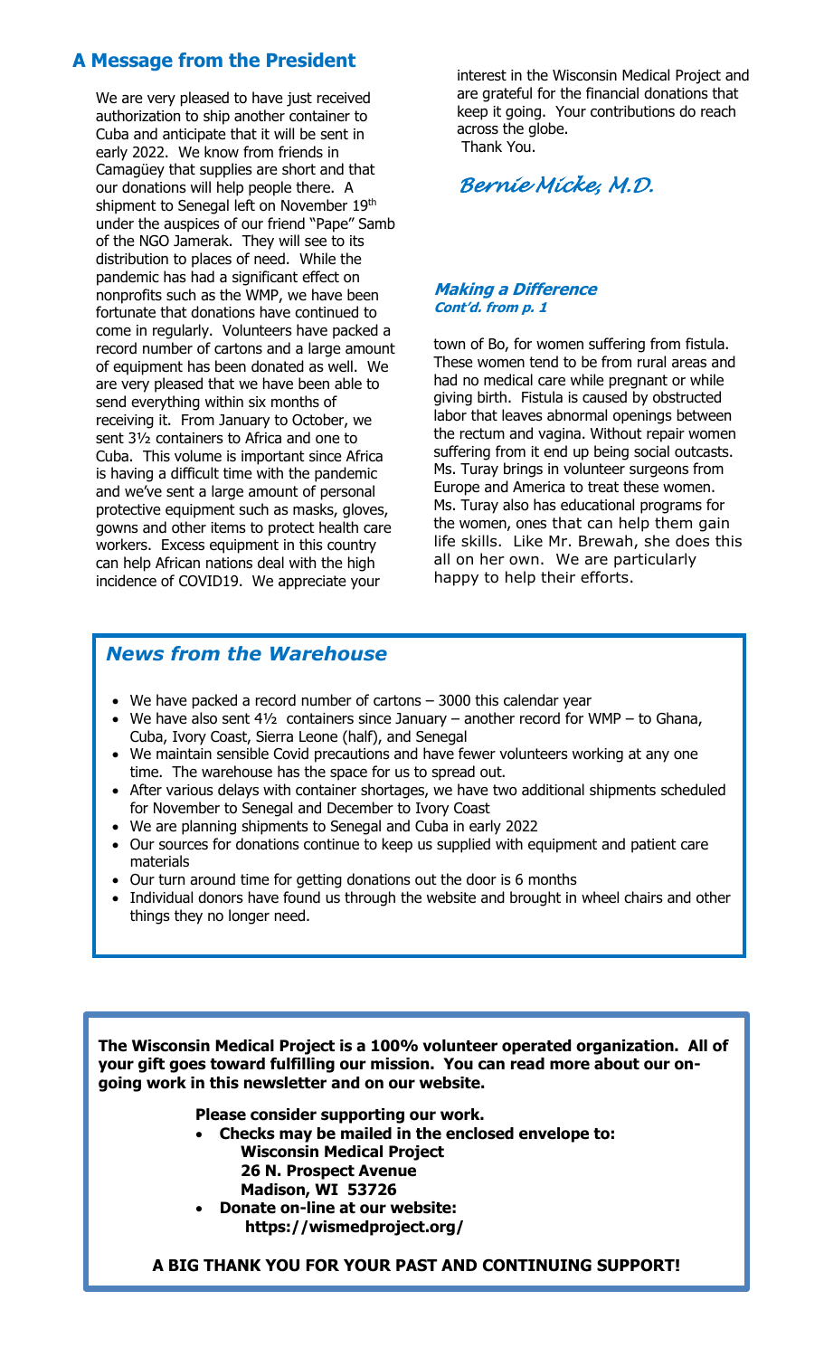## A Message from the President

We are very pleased to have just received authorization to ship another container to Cuba and anticipate that it will be sent in early 2022. We know from friends in Camagüey that supplies are short and that our donations will help people there. A shipment to Senegal left on November 19th under the auspices of our friend "Pape" Samb of the NGO Jamerak. They will see to its distribution to places of need. While the pandemic has had a significant effect on nonprofits such as the WMP, we have been fortunate that donations have continued to come in regularly. Volunteers have packed a record number of cartons and a large amount of equipment has been donated as well. We are very pleased that we have been able to send everything within six months of receiving it. From January to October, we sent 3½ containers to Africa and one to Cuba. This volume is important since Africa is having a difficult time with the pandemic and we've sent a large amount of personal protective equipment such as masks, gloves, gowns and other items to protect health care workers. Excess equipment in this country can help African nations deal with the high incidence of COVID19. We appreciate your interest in the Wisconsin Medical Project and are grateful for the financial donations that keep it going. Your contributions do reach across the globe.
Thank You.

*Bernie Micke, M.D.*

### *Making a Difference*
***Cont'd. from p. 1***

town of Bo, for women suffering from fistula. These women tend to be from rural areas and had no medical care while pregnant or while giving birth. Fistula is caused by obstructed labor that leaves abnormal openings between the rectum and vagina. Without repair women suffering from it end up being social outcasts. Ms. Turay brings in volunteer surgeons from Europe and America to treat these women. Ms. Turay also has educational programs for the women, ones that can help them gain life skills. Like Mr. Brewah, she does this all on her own. We are particularly happy to help their efforts.

## *News from the Warehouse*

- We have packed a record number of cartons – 3000 this calendar year
- We have also sent 4½ containers since January – another record for WMP – to Ghana, Cuba, Ivory Coast, Sierra Leone (half), and Senegal
- We maintain sensible Covid precautions and have fewer volunteers working at any one time. The warehouse has the space for us to spread out.
- After various delays with container shortages, we have two additional shipments scheduled for November to Senegal and December to Ivory Coast
- We are planning shipments to Senegal and Cuba in early 2022
- Our sources for donations continue to keep us supplied with equipment and patient care materials
- Our turn around time for getting donations out the door is 6 months
- Individual donors have found us through the website and brought in wheel chairs and other things they no longer need.

**The Wisconsin Medical Project is a 100% volunteer operated organization. All of your gift goes toward fulfilling our mission. You can read more about our on-going work in this newsletter and on our website.**

**Please consider supporting our work.**

- **Checks may be mailed in the enclosed envelope to:**
  **Wisconsin Medical Project**
  **26 N. Prospect Avenue**
  **Madison, WI 53726**
- **Donate on-line at our website:**
  **https://wismedproject.org/**

**A BIG THANK YOU FOR YOUR PAST AND CONTINUING SUPPORT!**